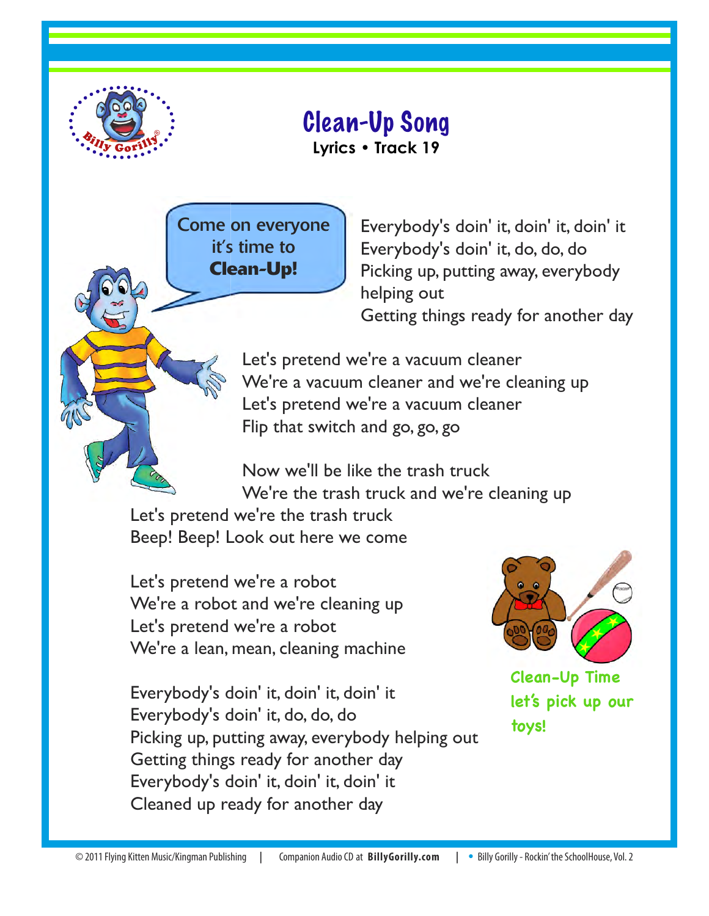# Clean-Up Song

**Lyrics • Track 19**

Come on everyone it's time to **Clean-Up!**

Everybody's doin' it, doin' it, doin' it
Everybody's doin' it, do, do, do
Picking up, putting away, everybody helping out
Getting things ready for another day

Let's pretend we're a vacuum cleaner
We're a vacuum cleaner and we're cleaning up
Let's pretend we're a vacuum cleaner
Flip that switch and go, go, go

Now we'll be like the trash truck
We're the trash truck and we're cleaning up
Let's pretend we're the trash truck
Beep! Beep! Look out here we come

Let's pretend we're a robot
We're a robot and we're cleaning up
Let's pretend we're a robot
We're a lean, mean, cleaning machine

Everybody's doin' it, doin' it, doin' it
Everybody's doin' it, do, do, do
Picking up, putting away, everybody helping out
Getting things ready for another day
Everybody's doin' it, doin' it, doin' it
Cleaned up ready for another day

Clean-Up Time let's pick up our toys!

© 2011 Flying Kitten Music/Kingman Publishing | Companion Audio CD at **BillyGorilly.com** | Billy Gorilly - Rockin' the SchoolHouse, Vol. 2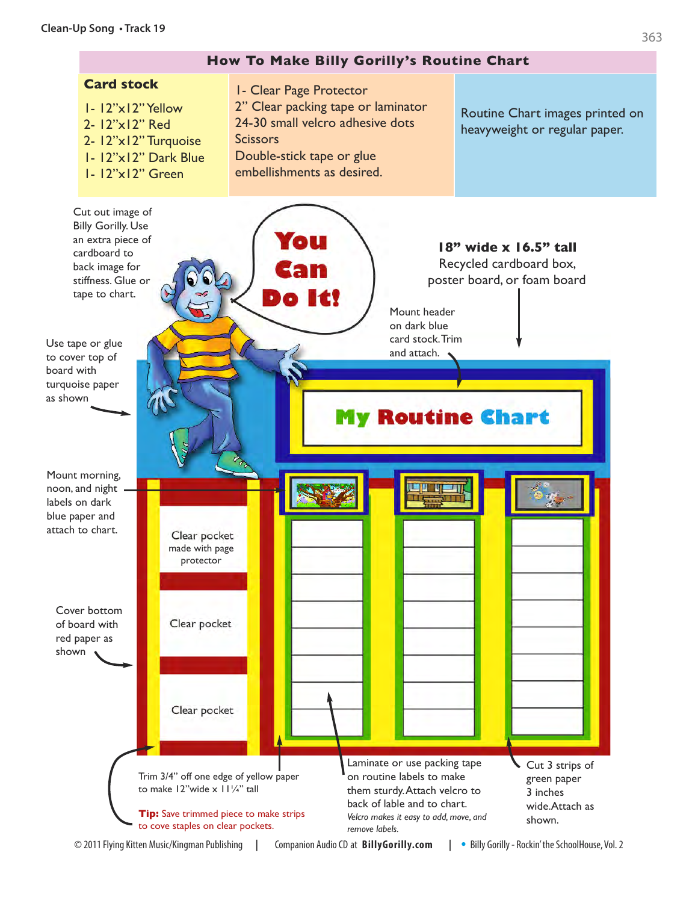# How To Make Billy Gorilly's Routine Chart

| Card stock | | |
|---|---|---|
| 1- 12"x12" Yellow<br>2- 12"x12" Red<br>2- 12"x12" Turquoise<br>1- 12"x12" Dark Blue<br>1- 12"x12" Green | 1- Clear Page Protector<br>2" Clear packing tape or laminator<br>24-30 small velcro adhesive dots<br>Scissors<br>Double-stick tape or glue<br>embellishments as desired. | Routine Chart images printed on heavyweight or regular paper. |

Cut out image of Billy Gorilly. Use an extra piece of cardboard to back image for stiffness. Glue or tape to chart.

You Can Do It!

**18" wide x 16.5" tall**
Recycled cardboard box, poster board, or foam board

Mount header on dark blue card stock. Trim and attach.

Use tape or glue to cover top of board with turquoise paper as shown

My Routine Chart

Mount morning, noon, and night labels on dark blue paper and attach to chart.

Clear pocket made with page protector

Clear pocket

Clear pocket

Cover bottom of board with red paper as shown

Trim 3/4" off one edge of yellow paper to make 12"wide x 11¼" tall

**Tip:** Save trimmed piece to make strips to cove staples on clear pockets.

Laminate or use packing tape on routine labels to make them sturdy. Attach velcro to back of lable and to chart.
*Velcro makes it easy to add, move, and remove labels.*

Cut 3 strips of green paper 3 inches wide. Attach as shown.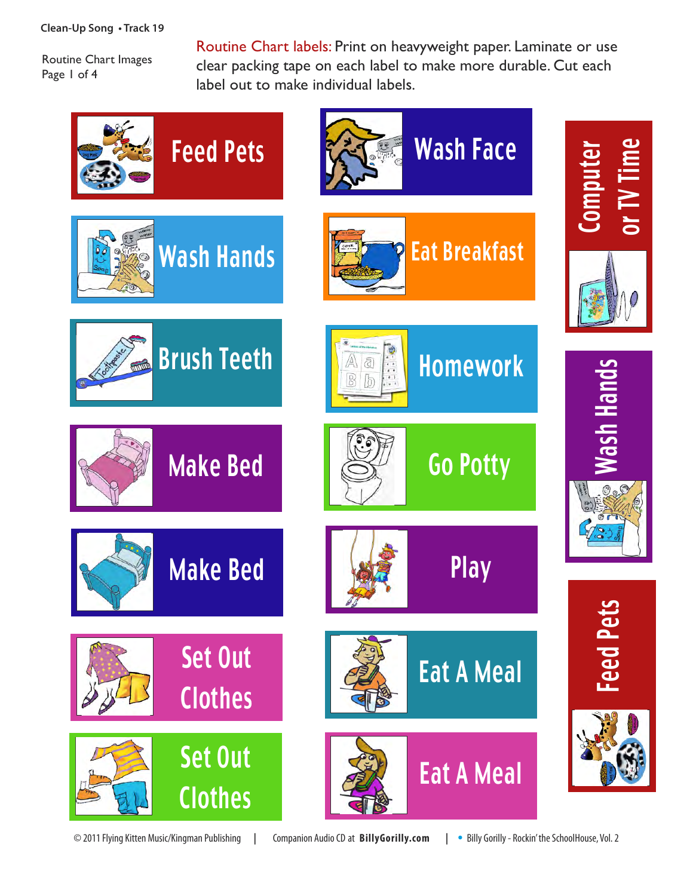Clean-Up Song • Track 19

Routine Chart Images
Page 1 of 4

Routine Chart labels: Print on heavyweight paper. Laminate or use clear packing tape on each label to make more durable. Cut each label out to make individual labels.

Feed Pets

Wash Face

Computer or TV Time

Wash Hands

Eat Breakfast

Brush Teeth

Homework

Wash Hands

Make Bed

Go Potty

Make Bed

Play

Set Out Clothes

Eat A Meal

Feed Pets

Set Out Clothes

Eat A Meal

© 2011 Flying Kitten Music/Kingman Publishing | Companion Audio CD at **BillyGorilly.com** | • Billy Gorilly - Rockin' the SchoolHouse, Vol. 2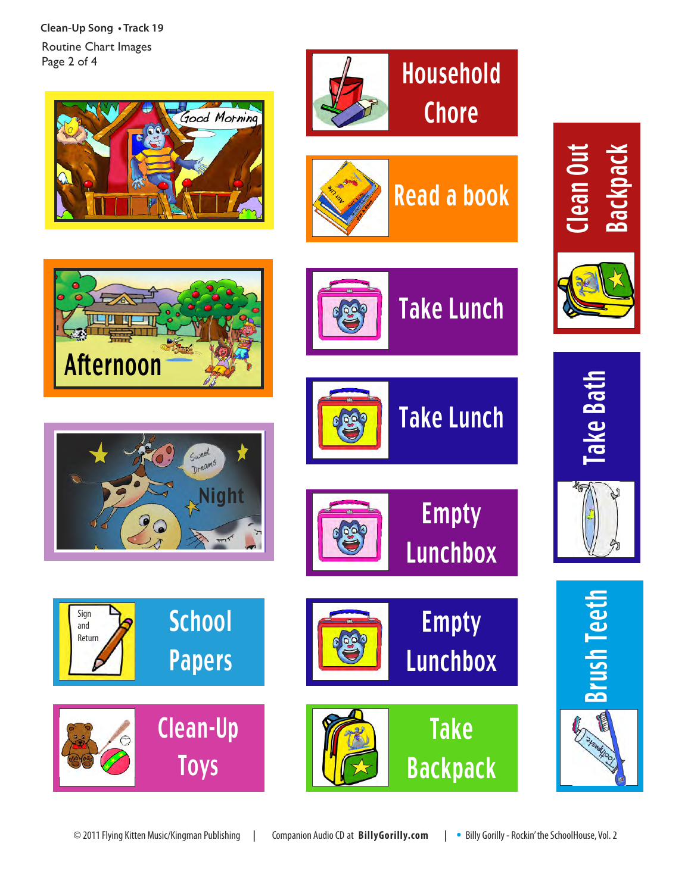Clean-Up Song • Track 19

Routine Chart Images

Page 2 of 4

Good Morning

Afternoon

Sweet Dreams

Night

Sign and Return

School Papers

Clean-Up Toys

Household Chore

Read a book

Take Lunch

Take Lunch

Empty Lunchbox

Empty Lunchbox

Take Backpack

Clean Out Backpack

Take Bath

Brush Teeth

© 2011 Flying Kitten Music/Kingman Publishing | Companion Audio CD at **BillyGorilly.com** | • Billy Gorilly - Rockin' the SchoolHouse, Vol. 2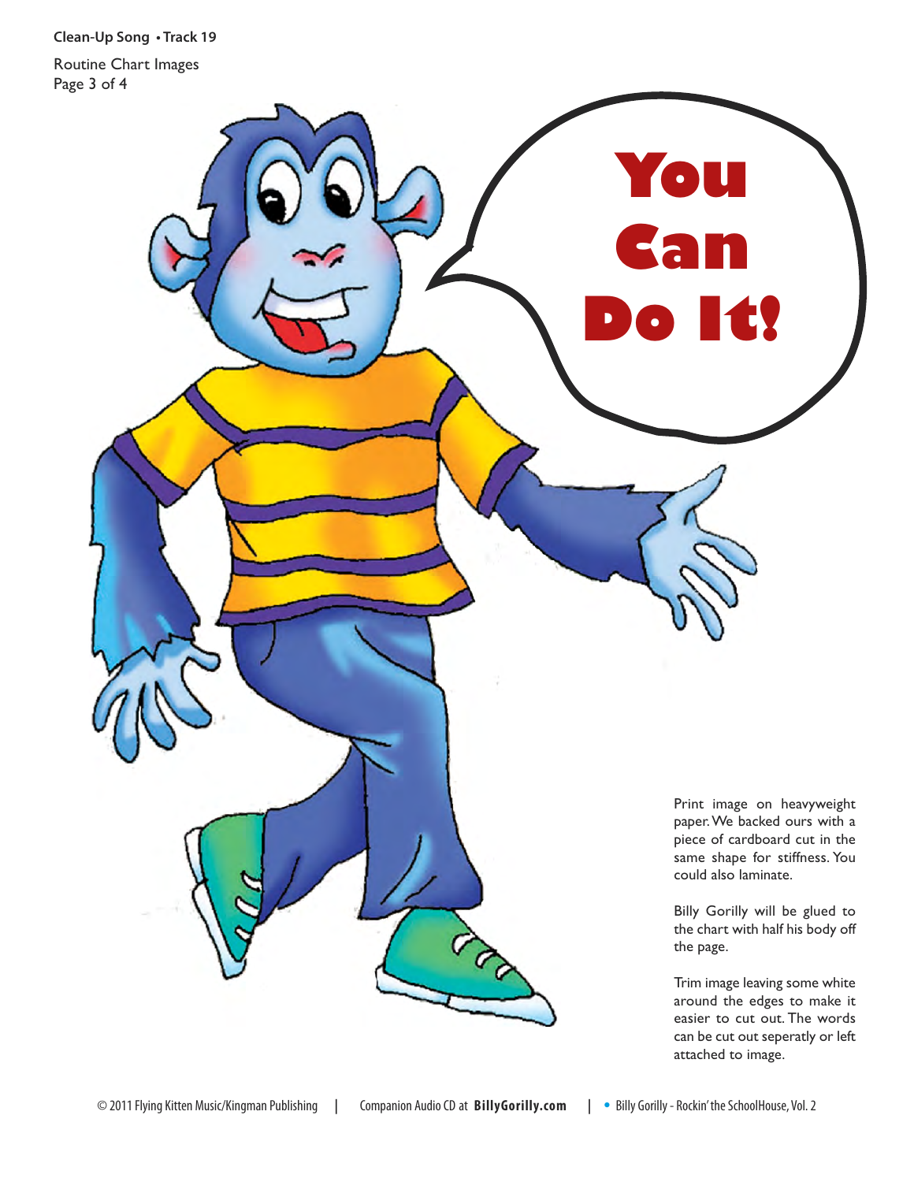**Clean-Up Song** • **Track 19**

Routine Chart Images
Page 3 of 4

# You Can Do It!

Print image on heavyweight paper. We backed ours with a piece of cardboard cut in the same shape for stiffness. You could also laminate.

Billy Gorilly will be glued to the chart with half his body off the page.

Trim image leaving some white around the edges to make it easier to cut out. The words can be cut out seperatly or left attached to image.

© 2011 Flying Kitten Music/Kingman Publishing | Companion Audio CD at **BillyGorilly.com** | • Billy Gorilly - Rockin' the SchoolHouse, Vol. 2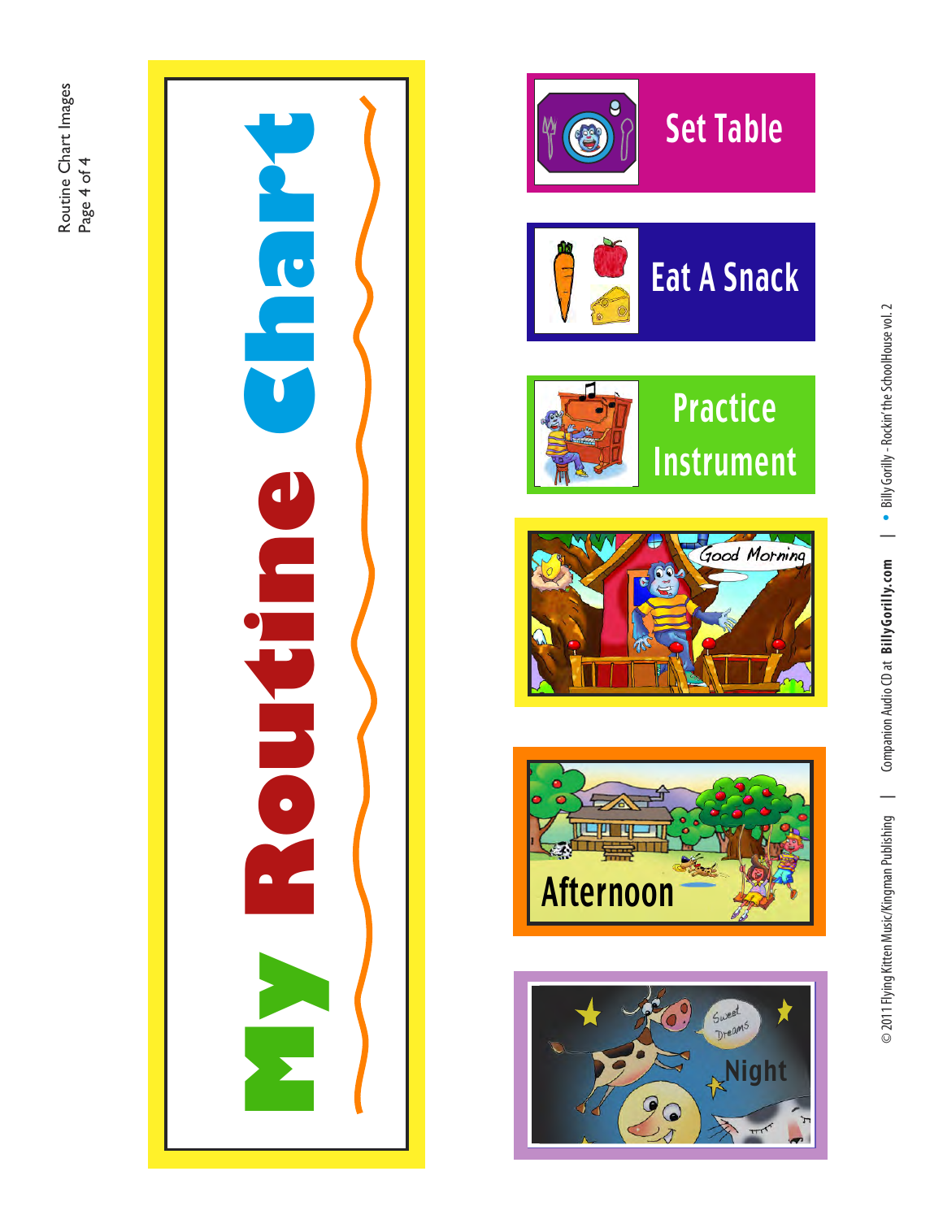# My Routine Chart

Set Table

Eat A Snack

Practice Instrument

Good Morning

Afternoon

Sweet Dreams

Night

© 2011 Flying Kitten Music/Kingman Publishing | Companion Audio CD at **BillyGorilly.com** | • Billy Gorilly - Rockin' the SchoolHouse vol. 2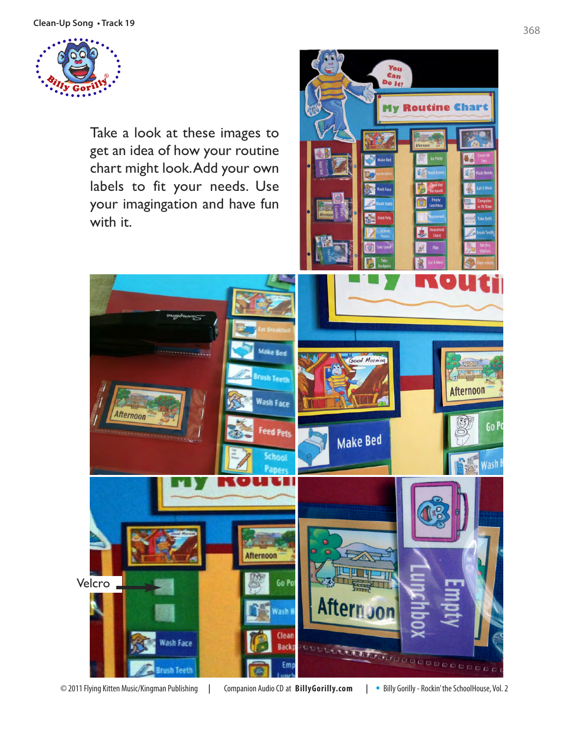Take a look at these images to get an idea of how your routine chart might look. Add your own labels to fit your needs. Use your imagingation and have fun with it.

Velcro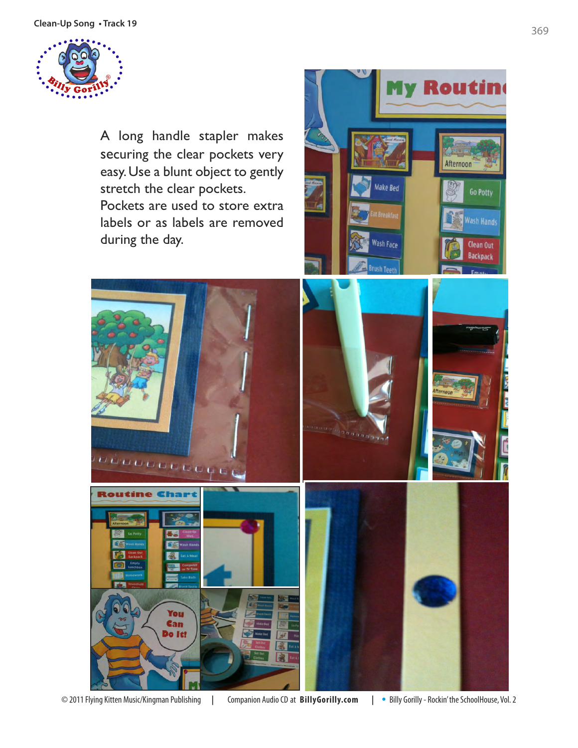A long handle stapler makes securing the clear pockets very easy. Use a blunt object to gently stretch the clear pockets. Pockets are used to store extra labels or as labels are removed during the day.